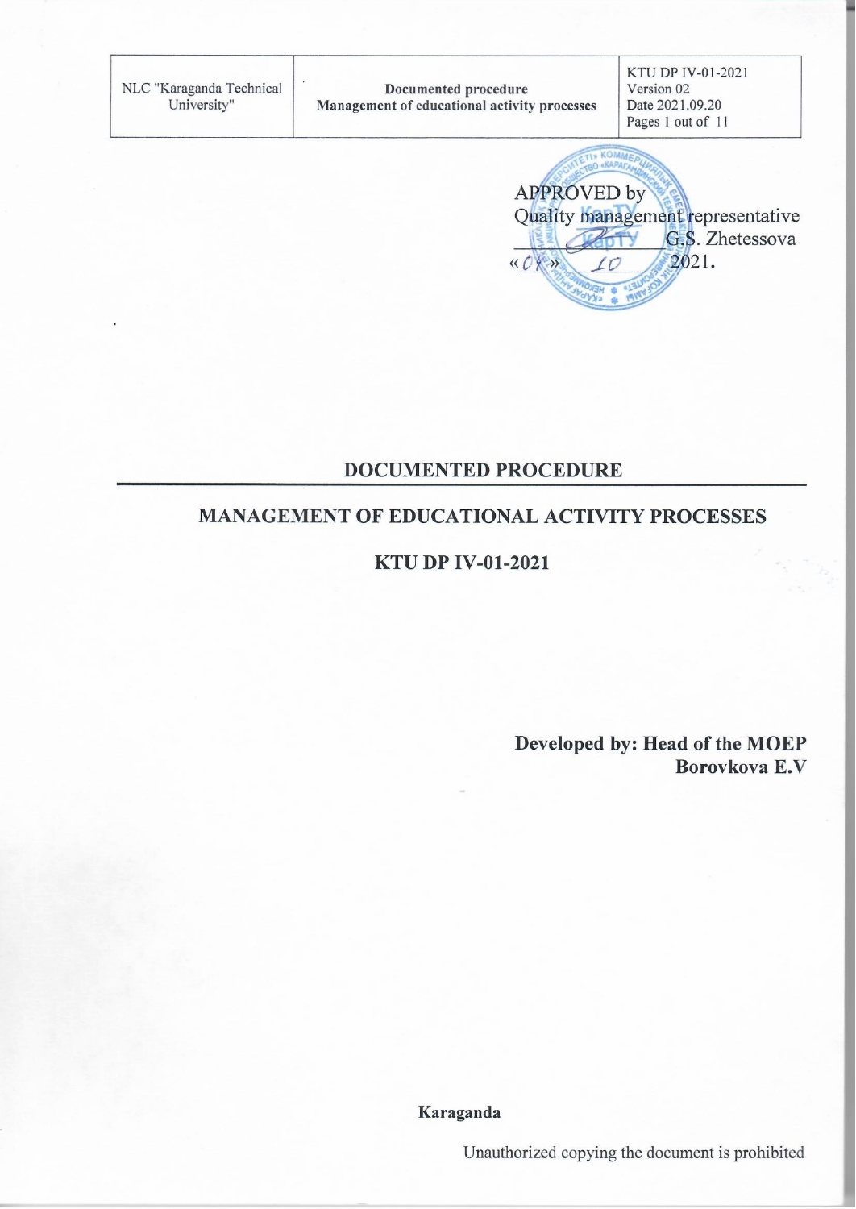| NLC "Karaganda Technical University" | **Documented procedure** **Management of educational activity processes** | KTU DP IV-01-2021 Version 02 Date 2021.09.20 Pages 1 out of 11 |
| --- | --- | --- |

APPROVED by
Quality management representative
_____________ G.S. Zhetessova
«04» 10 2021.

## DOCUMENTED PROCEDURE

## MANAGEMENT OF EDUCATIONAL ACTIVITY PROCESSES

## KTU DP IV-01-2021

**Developed by: Head of the MOEP**
**Borovkova E.V**

**Karaganda**

Unauthorized copying the document is prohibited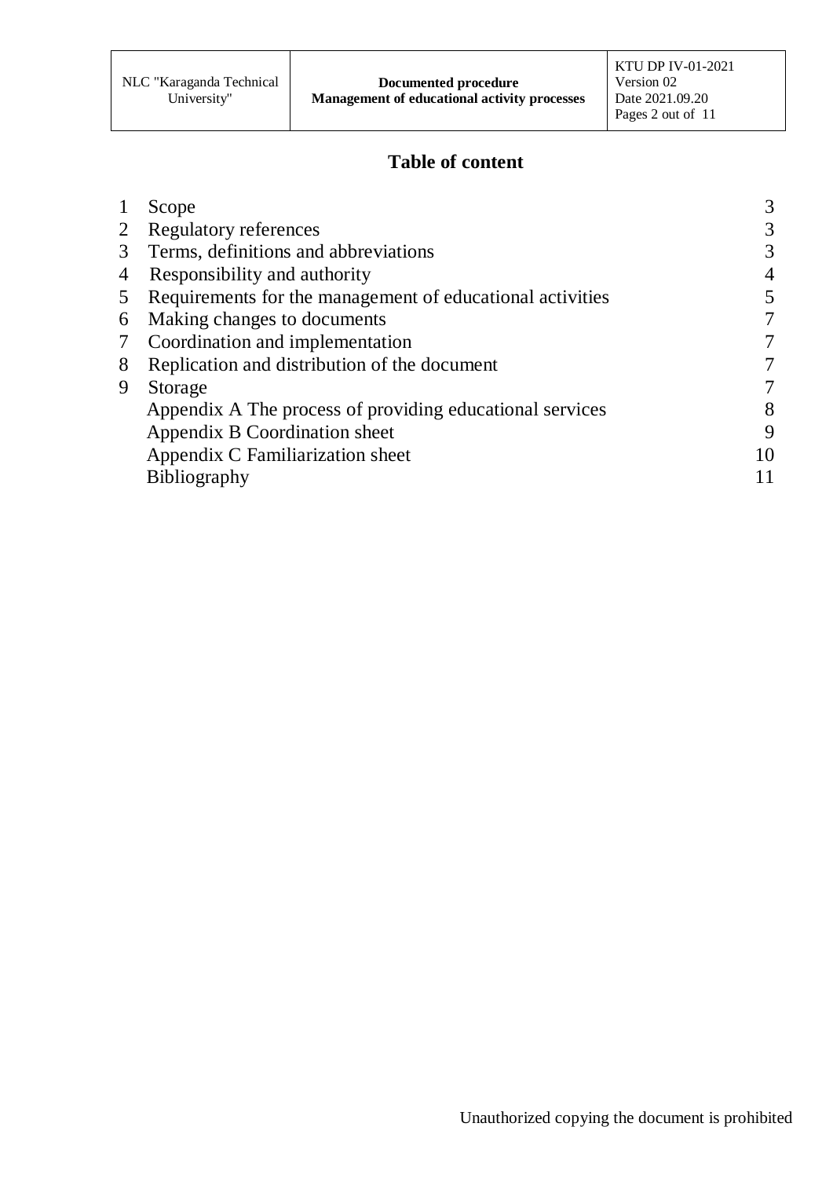## Table of content

| | | |
|---|---|---|
| 1 | Scope | 3 |
| 2 | Regulatory references | 3 |
| 3 | Terms, definitions and abbreviations | 3 |
| 4 | Responsibility and authority | 4 |
| 5 | Requirements for the management of educational activities | 5 |
| 6 | Making changes to documents | 7 |
| 7 | Coordination and implementation | 7 |
| 8 | Replication and distribution of the document | 7 |
| 9 | Storage | 7 |
| | Appendix A The process of providing educational services | 8 |
| | Appendix B Coordination sheet | 9 |
| | Appendix C Familiarization sheet | 10 |
| | Bibliography | 11 |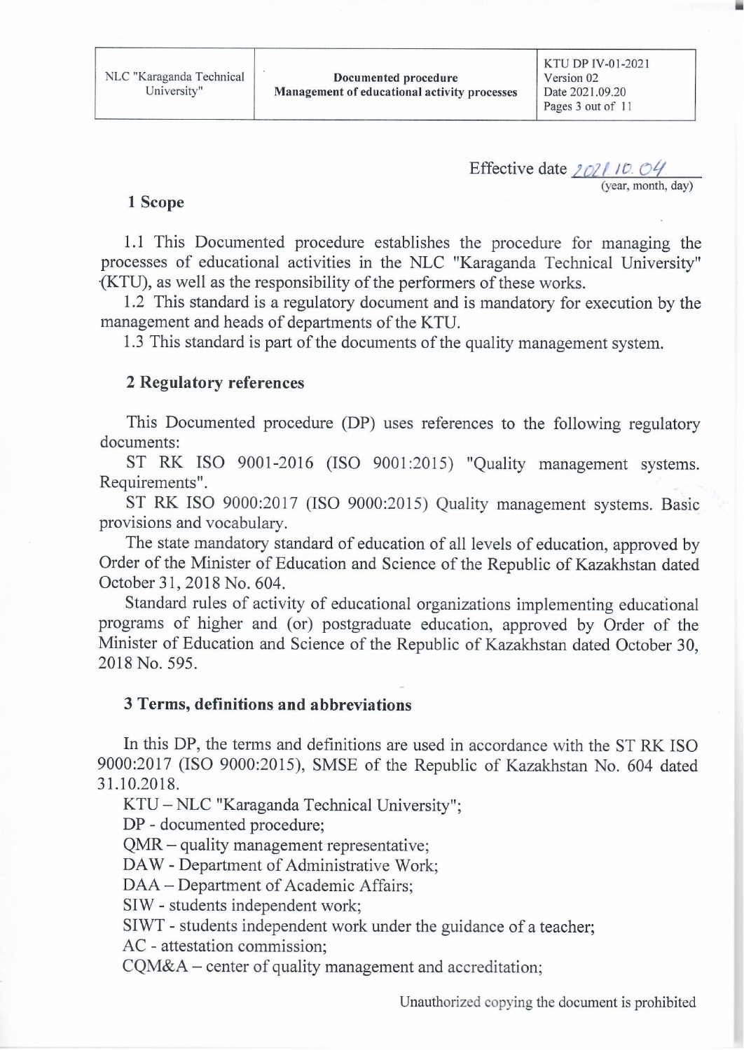Effective date 2021.10.04
(year, month, day)

## 1 Scope

1.1 This Documented procedure establishes the procedure for managing the processes of educational activities in the NLC "Karaganda Technical University" (KTU), as well as the responsibility of the performers of these works.

1.2 This standard is a regulatory document and is mandatory for execution by the management and heads of departments of the KTU.

1.3 This standard is part of the documents of the quality management system.

## 2 Regulatory references

This Documented procedure (DP) uses references to the following regulatory documents:

ST RK ISO 9001-2016 (ISO 9001:2015) "Quality management systems. Requirements".

ST RK ISO 9000:2017 (ISO 9000:2015) Quality management systems. Basic provisions and vocabulary.

The state mandatory standard of education of all levels of education, approved by Order of the Minister of Education and Science of the Republic of Kazakhstan dated October 31, 2018 No. 604.

Standard rules of activity of educational organizations implementing educational programs of higher and (or) postgraduate education, approved by Order of the Minister of Education and Science of the Republic of Kazakhstan dated October 30, 2018 No. 595.

## 3 Terms, definitions and abbreviations

In this DP, the terms and definitions are used in accordance with the ST RK ISO 9000:2017 (ISO 9000:2015), SMSE of the Republic of Kazakhstan No. 604 dated 31.10.2018.

KTU – NLC "Karaganda Technical University";
DP - documented procedure;
QMR – quality management representative;
DAW - Department of Administrative Work;
DAA – Department of Academic Affairs;
SIW - students independent work;
SIWT - students independent work under the guidance of a teacher;
AC - attestation commission;
CQM&A – center of quality management and accreditation;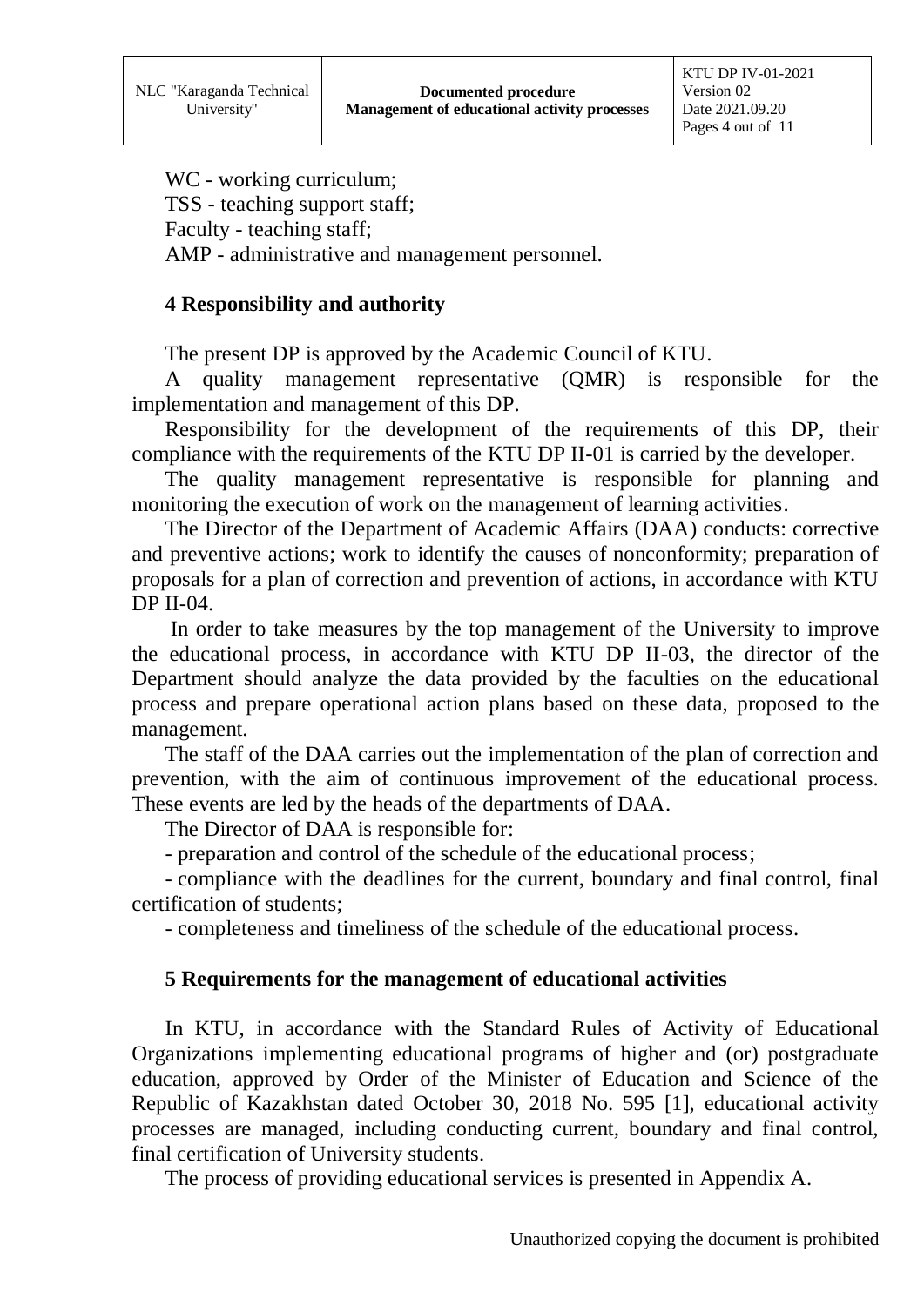WC - working curriculum;

TSS - teaching support staff;

Faculty - teaching staff;

AMP - administrative and management personnel.

## 4 Responsibility and authority

The present DP is approved by the Academic Council of KTU.

A quality management representative (QMR) is responsible for the implementation and management of this DP.

Responsibility for the development of the requirements of this DP, their compliance with the requirements of the KTU DP II-01 is carried by the developer.

The quality management representative is responsible for planning and monitoring the execution of work on the management of learning activities.

The Director of the Department of Academic Affairs (DAA) conducts: corrective and preventive actions; work to identify the causes of nonconformity; preparation of proposals for a plan of correction and prevention of actions, in accordance with KTU DP II-04.

In order to take measures by the top management of the University to improve the educational process, in accordance with KTU DP II-03, the director of the Department should analyze the data provided by the faculties on the educational process and prepare operational action plans based on these data, proposed to the management.

The staff of the DAA carries out the implementation of the plan of correction and prevention, with the aim of continuous improvement of the educational process. These events are led by the heads of the departments of DAA.

The Director of DAA is responsible for:

- preparation and control of the schedule of the educational process;
- compliance with the deadlines for the current, boundary and final control, final certification of students;
- completeness and timeliness of the schedule of the educational process.

## 5 Requirements for the management of educational activities

In KTU, in accordance with the Standard Rules of Activity of Educational Organizations implementing educational programs of higher and (or) postgraduate education, approved by Order of the Minister of Education and Science of the Republic of Kazakhstan dated October 30, 2018 No. 595 [1], educational activity processes are managed, including conducting current, boundary and final control, final certification of University students.

The process of providing educational services is presented in Appendix A.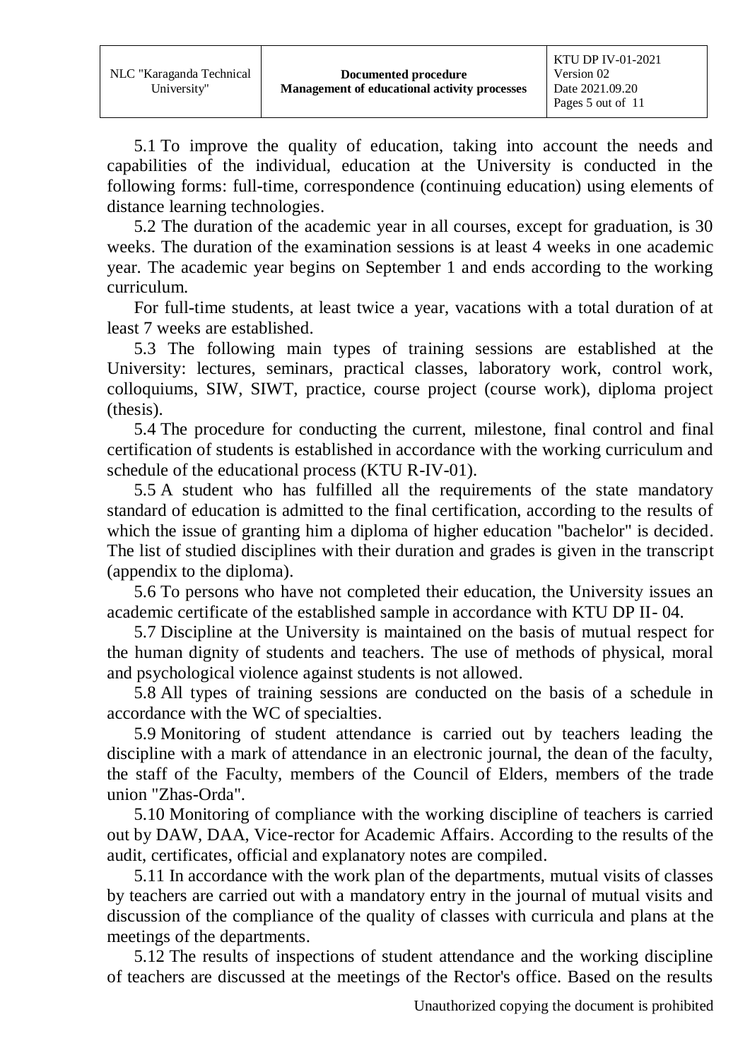5.1 To improve the quality of education, taking into account the needs and capabilities of the individual, education at the University is conducted in the following forms: full-time, correspondence (continuing education) using elements of distance learning technologies.

5.2 The duration of the academic year in all courses, except for graduation, is 30 weeks. The duration of the examination sessions is at least 4 weeks in one academic year. The academic year begins on September 1 and ends according to the working curriculum.

For full-time students, at least twice a year, vacations with a total duration of at least 7 weeks are established.

5.3 The following main types of training sessions are established at the University: lectures, seminars, practical classes, laboratory work, control work, colloquiums, SIW, SIWT, practice, course project (course work), diploma project (thesis).

5.4 The procedure for conducting the current, milestone, final control and final certification of students is established in accordance with the working curriculum and schedule of the educational process (KTU R-IV-01).

5.5 A student who has fulfilled all the requirements of the state mandatory standard of education is admitted to the final certification, according to the results of which the issue of granting him a diploma of higher education "bachelor" is decided. The list of studied disciplines with their duration and grades is given in the transcript (appendix to the diploma).

5.6 To persons who have not completed their education, the University issues an academic certificate of the established sample in accordance with KTU DP II- 04.

5.7 Discipline at the University is maintained on the basis of mutual respect for the human dignity of students and teachers. The use of methods of physical, moral and psychological violence against students is not allowed.

5.8 All types of training sessions are conducted on the basis of a schedule in accordance with the WC of specialties.

5.9 Monitoring of student attendance is carried out by teachers leading the discipline with a mark of attendance in an electronic journal, the dean of the faculty, the staff of the Faculty, members of the Council of Elders, members of the trade union "Zhas-Orda".

5.10 Monitoring of compliance with the working discipline of teachers is carried out by DAW, DAA, Vice-rector for Academic Affairs. According to the results of the audit, certificates, official and explanatory notes are compiled.

5.11 In accordance with the work plan of the departments, mutual visits of classes by teachers are carried out with a mandatory entry in the journal of mutual visits and discussion of the compliance of the quality of classes with curricula and plans at the meetings of the departments.

5.12 The results of inspections of student attendance and the working discipline of teachers are discussed at the meetings of the Rector's office. Based on the results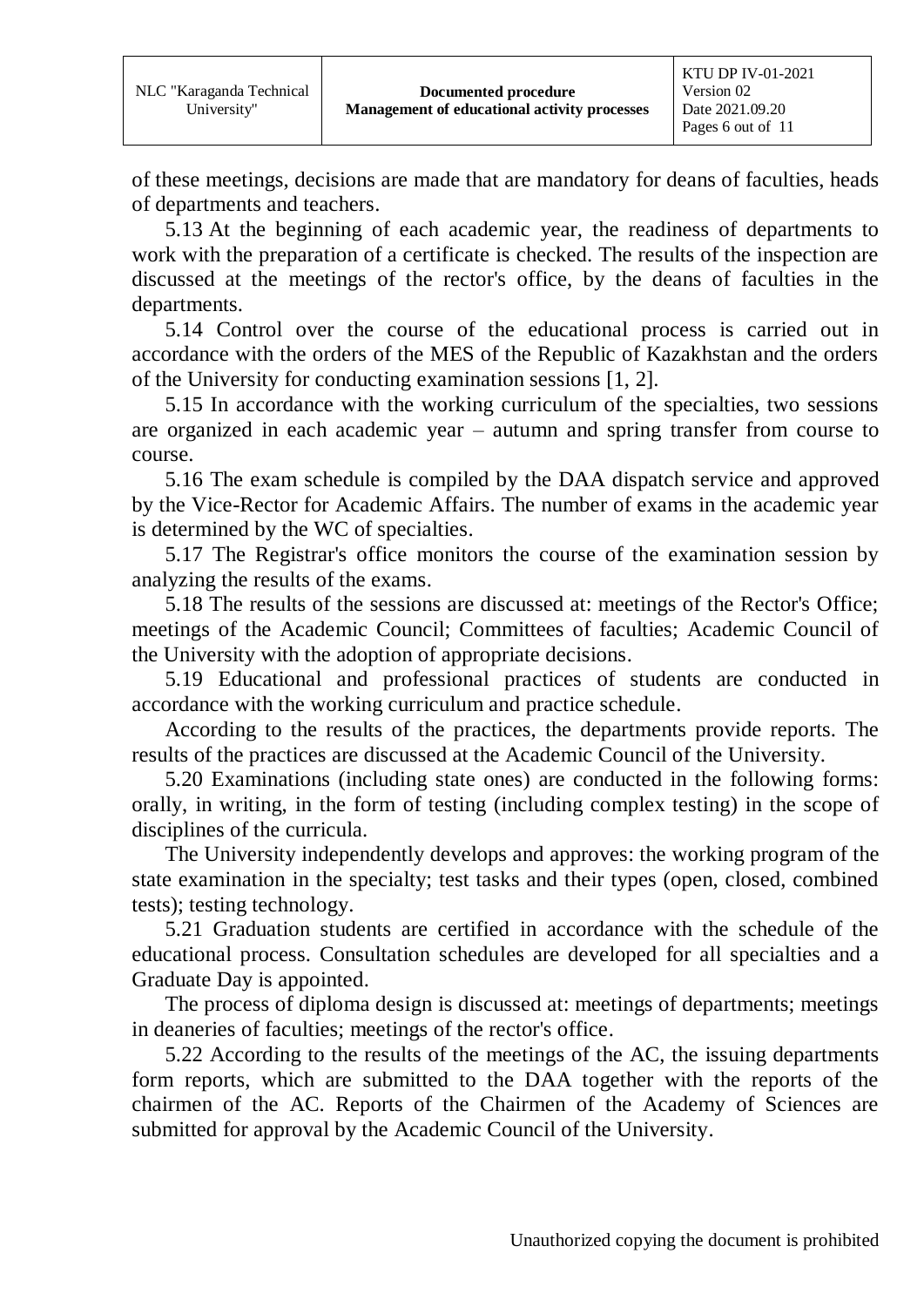of these meetings, decisions are made that are mandatory for deans of faculties, heads of departments and teachers.

5.13 At the beginning of each academic year, the readiness of departments to work with the preparation of a certificate is checked. The results of the inspection are discussed at the meetings of the rector's office, by the deans of faculties in the departments.

5.14 Control over the course of the educational process is carried out in accordance with the orders of the MES of the Republic of Kazakhstan and the orders of the University for conducting examination sessions [1, 2].

5.15 In accordance with the working curriculum of the specialties, two sessions are organized in each academic year – autumn and spring transfer from course to course.

5.16 The exam schedule is compiled by the DAA dispatch service and approved by the Vice-Rector for Academic Affairs. The number of exams in the academic year is determined by the WC of specialties.

5.17 The Registrar's office monitors the course of the examination session by analyzing the results of the exams.

5.18 The results of the sessions are discussed at: meetings of the Rector's Office; meetings of the Academic Council; Committees of faculties; Academic Council of the University with the adoption of appropriate decisions.

5.19 Educational and professional practices of students are conducted in accordance with the working curriculum and practice schedule.

According to the results of the practices, the departments provide reports. The results of the practices are discussed at the Academic Council of the University.

5.20 Examinations (including state ones) are conducted in the following forms: orally, in writing, in the form of testing (including complex testing) in the scope of disciplines of the curricula.

The University independently develops and approves: the working program of the state examination in the specialty; test tasks and their types (open, closed, combined tests); testing technology.

5.21 Graduation students are certified in accordance with the schedule of the educational process. Consultation schedules are developed for all specialties and a Graduate Day is appointed.

The process of diploma design is discussed at: meetings of departments; meetings in deaneries of faculties; meetings of the rector's office.

5.22 According to the results of the meetings of the AC, the issuing departments form reports, which are submitted to the DAA together with the reports of the chairmen of the AC. Reports of the Chairmen of the Academy of Sciences are submitted for approval by the Academic Council of the University.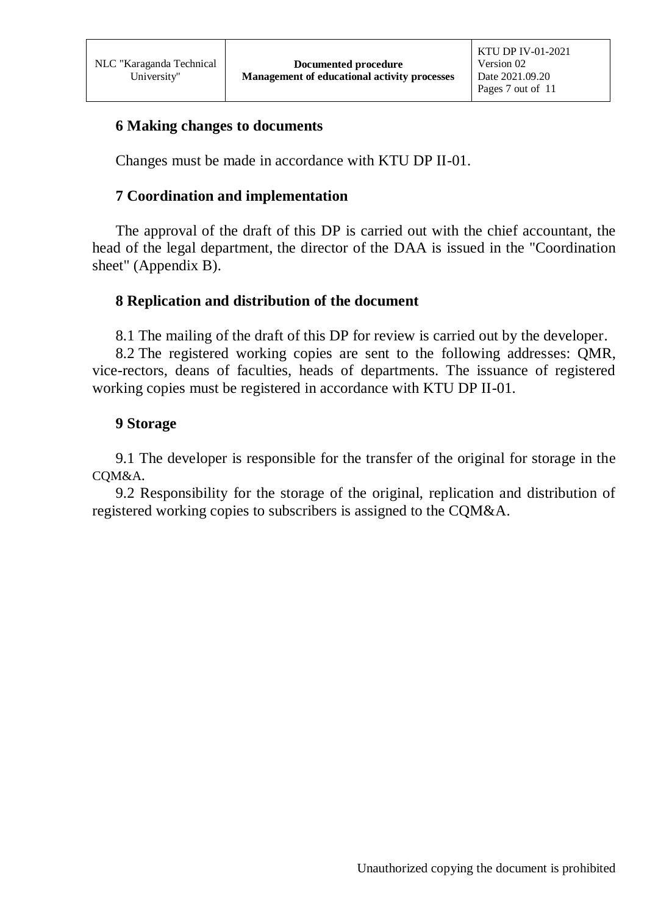## 6 Making changes to documents

Changes must be made in accordance with KTU DP II-01.

## 7 Coordination and implementation

The approval of the draft of this DP is carried out with the chief accountant, the head of the legal department, the director of the DAA is issued in the "Coordination sheet" (Appendix B).

## 8 Replication and distribution of the document

8.1 The mailing of the draft of this DP for review is carried out by the developer.

8.2 The registered working copies are sent to the following addresses: QMR, vice-rectors, deans of faculties, heads of departments. The issuance of registered working copies must be registered in accordance with KTU DP II-01.

## 9 Storage

9.1 The developer is responsible for the transfer of the original for storage in the CQM&A.

9.2 Responsibility for the storage of the original, replication and distribution of registered working copies to subscribers is assigned to the CQM&A.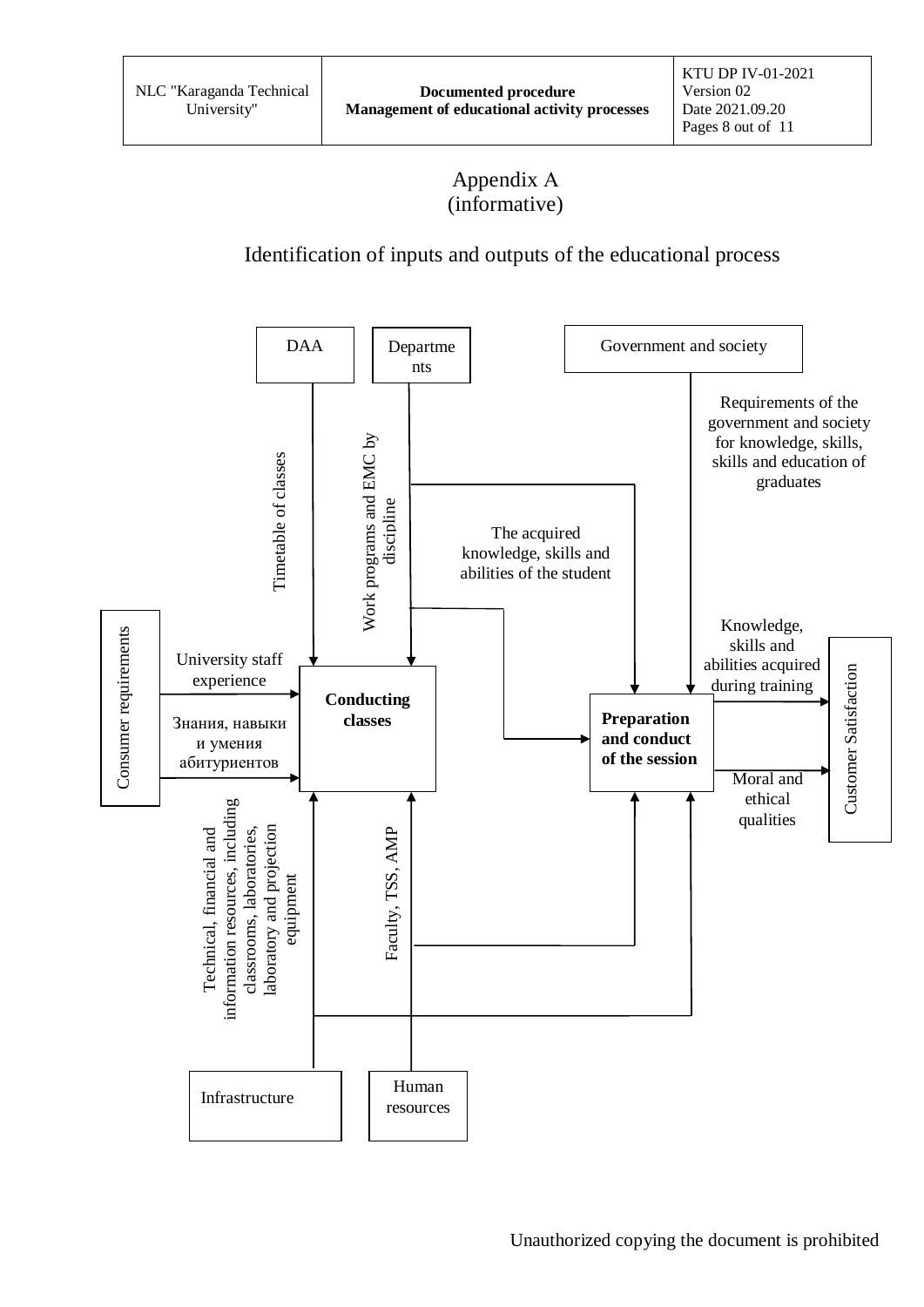Appendix A
(informative)

## Identification of inputs and outputs of the educational process

DAA

Departments

Government and society

Timetable of classes

Work programs and EMC by discipline

Requirements of the government and society for knowledge, skills, skills and education of graduates

The acquired knowledge, skills and abilities of the student

Consumer requirements

University staff experience

Знания, навыки и умения абитуриентов

**Conducting classes**

**Preparation and conduct of the session**

Knowledge, skills and abilities acquired during training

Moral and ethical qualities

Customer Satisfaction

Technical, financial and information resources, including classrooms, laboratories, laboratory and projection equipment

Faculty, TSS, AMP

Infrastructure

Human resources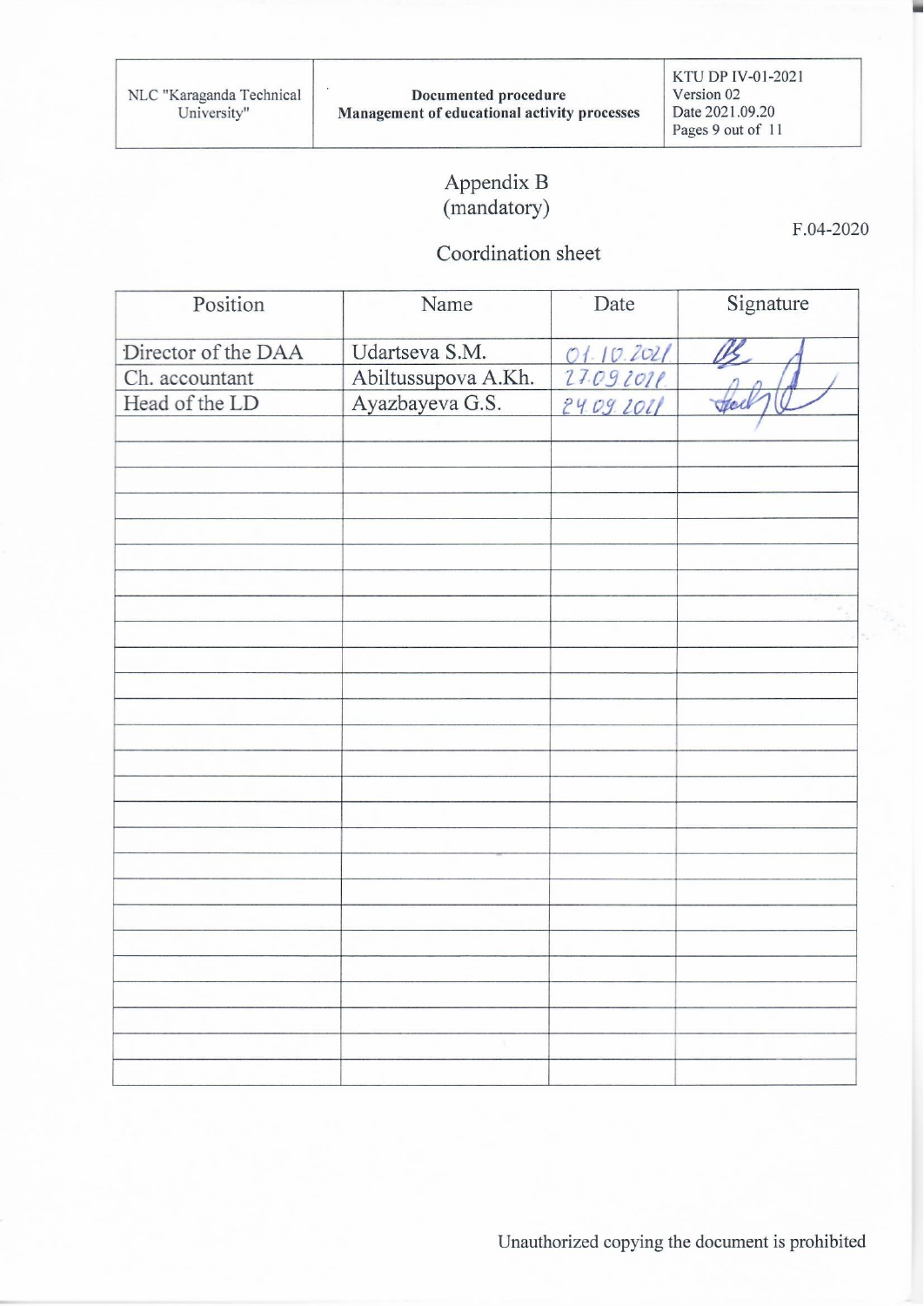Appendix B
(mandatory)

F.04-2020

Coordination sheet

| Position | Name | Date | Signature |
|---|---|---|---|
| Director of the DAA | Udartseva S.M. | 01.10.2021 | |
| Ch. accountant | Abiltussupova A.Kh. | 27.09.2021 | |
| Head of the LD | Ayazbayeva G.S. | 24.09.2021 | |
| | | | |
| | | | |
| | | | |
| | | | |
| | | | |
| | | | |
| | | | |
| | | | |
| | | | |
| | | | |
| | | | |
| | | | |
| | | | |
| | | | |
| | | | |
| | | | |
| | | | |
| | | | |
| | | | |
| | | | |
| | | | |
| | | | |
| | | | |
| | | | |
| | | | |
| | | | |

Unauthorized copying the document is prohibited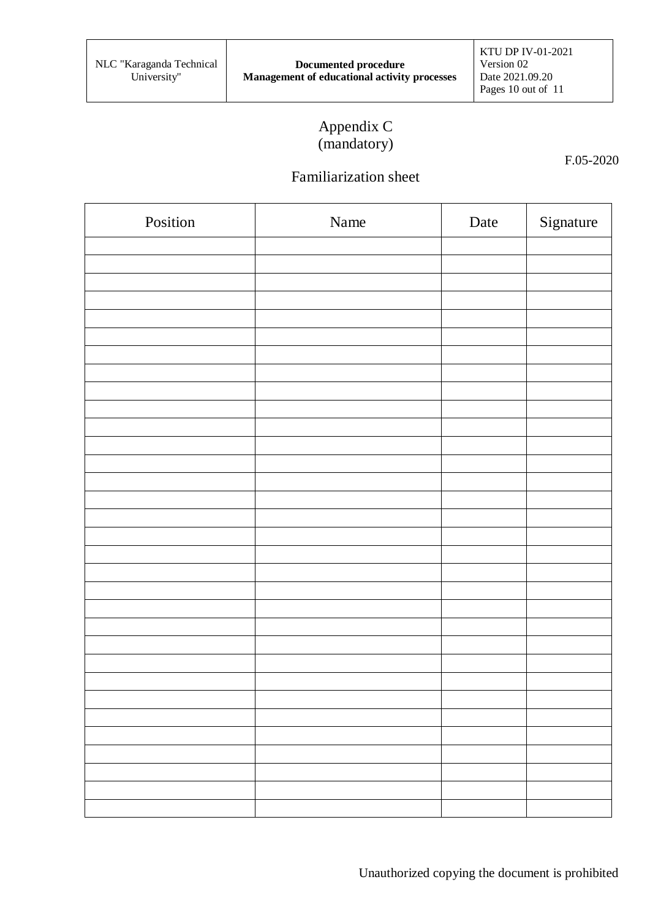## Appendix C
(mandatory)

F.05-2020

## Familiarization sheet

| Position | Name | Date | Signature |
|---|---|---|---|
| | | | |
| | | | |
| | | | |
| | | | |
| | | | |
| | | | |
| | | | |
| | | | |
| | | | |
| | | | |
| | | | |
| | | | |
| | | | |
| | | | |
| | | | |
| | | | |
| | | | |
| | | | |
| | | | |
| | | | |
| | | | |
| | | | |
| | | | |
| | | | |
| | | | |
| | | | |
| | | | |
| | | | |
| | | | |
| | | | |
| | | | |
| | | | |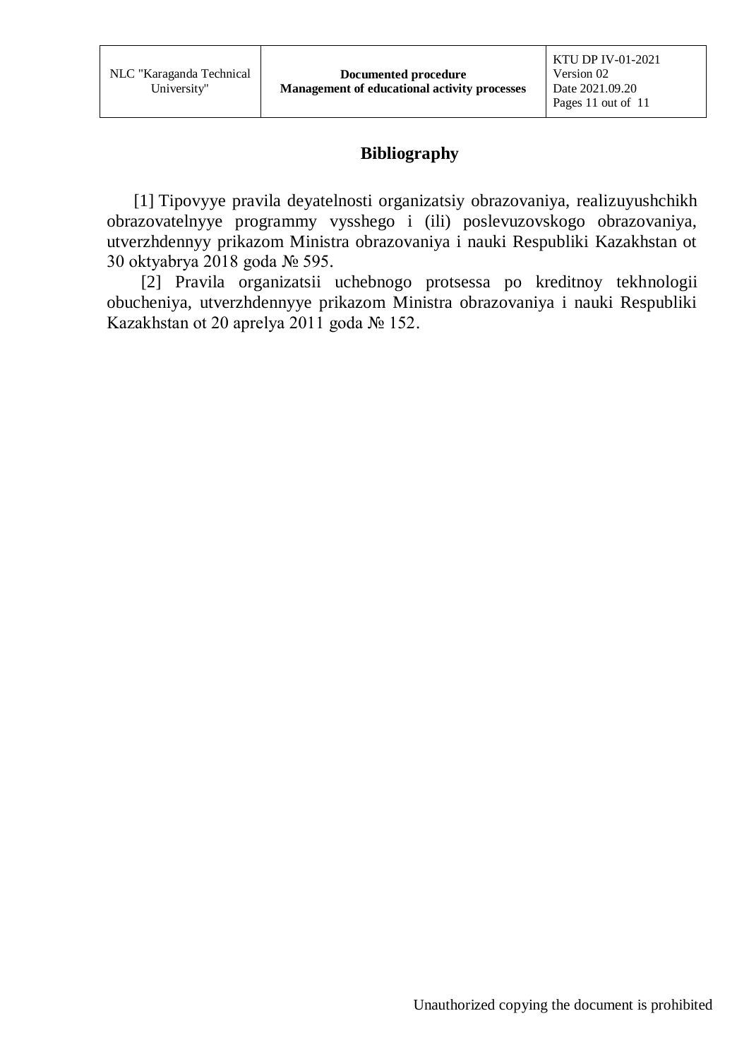## Bibliography

[1] Tipovyye pravila deyatelnosti organizatsiy obrazovaniya, realizuyushchikh obrazovatelnyye programmy vysshego i (ili) poslevuzovskogo obrazovaniya, utverzhdennyy prikazom Ministra obrazovaniya i nauki Respubliki Kazakhstan ot 30 oktyabrya 2018 goda № 595.

[2] Pravila organizatsii uchebnogo protsessa po kreditnoy tekhnologii obucheniya, utverzhdennyye prikazom Ministra obrazovaniya i nauki Respubliki Kazakhstan ot 20 aprelya 2011 goda № 152.